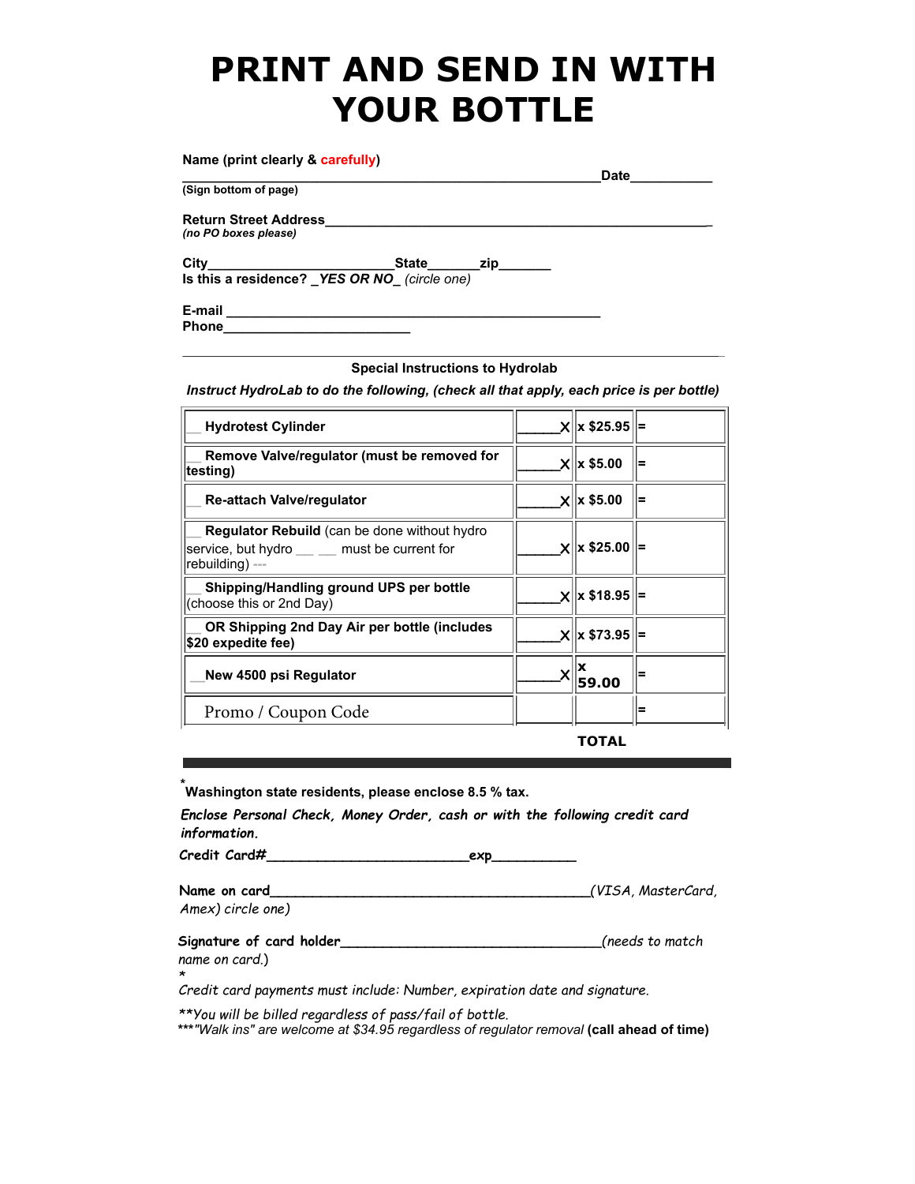# PRINT AND SEND IN WITH YOUR BOTTLE

**Name (print clearly & carefully)**

**______________________________________________________Date___________**

**(Sign bottom of page)**

**Return Street Address_________________________________________________**

***(no PO boxes please)***

**City________________________State_______zip_______**

**Is this a residence? _*YES OR NO*_** *(circle one)*

**E-mail __________________________________________________**

**Phone__________________________**

---

**Special Instructions to Hydrolab**

***Instruct HydroLab to do the following, (check all that apply, each price is per bottle)***

| | | | |
|---|---|---|---|
| __ **Hydrotest Cylinder** | ______X | **x $25.95** | **=** |
| __ **Remove Valve/regulator (must be removed for testing)** | ______X | **x $5.00** | **=** |
| __ **Re-attach Valve/regulator** | ______X | **x $5.00** | **=** |
| __ **Regulator Rebuild** (can be done without hydro service, but hydro ___ ___ must be current for rebuilding) --- | ______X | **x $25.00** | **=** |
| __ **Shipping/Handling ground UPS per bottle** (choose this or 2nd Day) | ______X | **x $18.95** | **=** |
| __ **OR Shipping 2nd Day Air per bottle (includes $20 expedite fee)** | ______X | **x $73.95** | **=** |
| __ **New 4500 psi Regulator** | ______X | **x 59.00** | **=** |
| Promo / Coupon Code | | | **=** |
| | | **TOTAL** | |

---

\* **Washington state residents, please enclose 8.5 % tax.**

***Enclose Personal Check, Money Order, cash or with the following credit card information.***

**Credit Card#__________________________exp___________**

**Name on card_________________________________________***(VISA, MasterCard, Amex) circle one)*

**Signature of card holder__________________________________***(needs to match name on card.)*

\*
*Credit card payments must include: Number, expiration date and signature.*

*\*\*You will be billed regardless of pass/fail of bottle.*

*\*\*\*"Walk ins" are welcome at $34.95 regardless of regulator removal* **(call ahead of time)**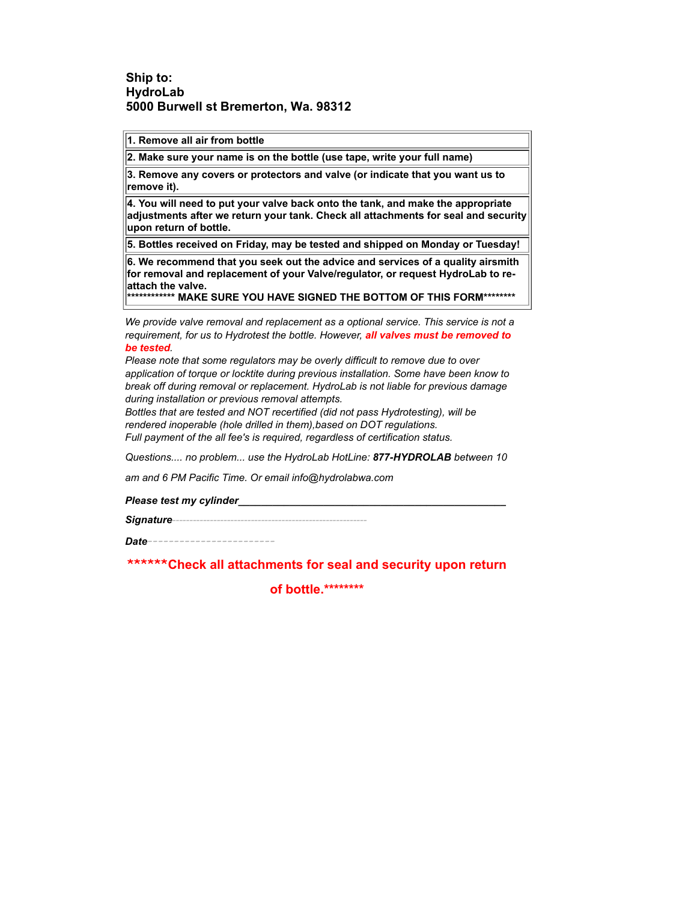**Ship to:**
**HydroLab**
**5000 Burwell st Bremerton, Wa. 98312**

| |
|---|
| **1. Remove all air from bottle** |
| **2. Make sure your name is on the bottle (use tape, write your full name)** |
| **3. Remove any covers or protectors and valve (or indicate that you want us to remove it).** |
| **4. You will need to put your valve back onto the tank, and make the appropriate adjustments after we return your tank. Check all attachments for seal and security upon return of bottle.** |
| **5. Bottles received on Friday, may be tested and shipped on Monday or Tuesday!** |
| **6. We recommend that you seek out the advice and services of a quality airsmith for removal and replacement of your Valve/regulator, or request HydroLab to re-attach the valve.** **************** MAKE SURE YOU HAVE SIGNED THE BOTTOM OF THIS FORM********** |

*We provide valve removal and replacement as a optional service. This service is not a requirement, for us to Hydrotest the bottle. However, **all valves must be removed to be tested**.*
*Please note that some regulators may be overly difficult to remove due to over application of torque or locktite during previous installation. Some have been know to break off during removal or replacement. HydroLab is not liable for previous damage during installation or previous removal attempts.*
*Bottles that are tested and NOT recertified (did not pass Hydrotesting), will be rendered inoperable (hole drilled in them),based on DOT regulations.*
*Full payment of the all fee's is required, regardless of certification status.*

*Questions.... no problem... use the HydroLab HotLine: **877-HYDROLAB** between 10 am and 6 PM Pacific Time. Or email info@hydrolabwa.com*

***Please test my cylinder***_______________________________________________

***Signature***-----------------------------------------------------------

***Date***------------------------

**\*\*\*\*\*\*Check all attachments for seal and security upon return of bottle.\*\*\*\*\*\*\*\***